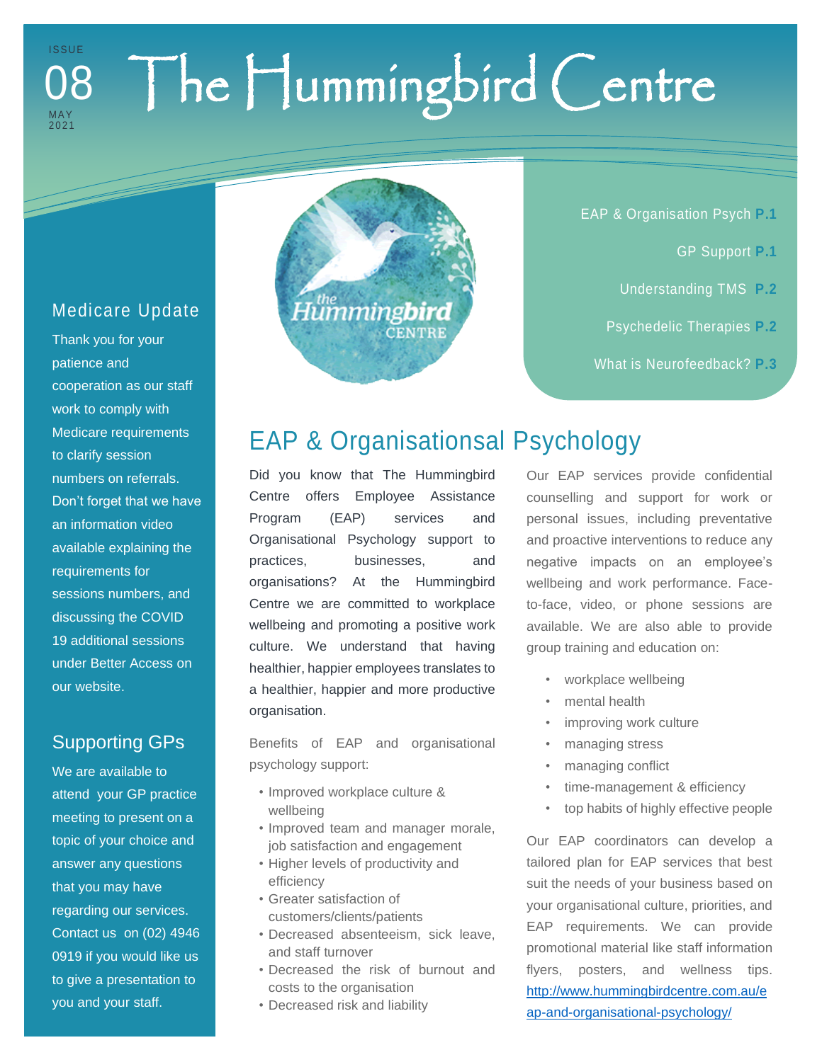ISSUE 08 MAY 2021

# The Hummingbird Centre

- EAP & Organisation Psych **P.1**
- GP Support **P.1**
- Understanding TMS **P.2**
- Psychedelic Therapies **P.2**
- What is Neurofeedback? **P.3**

## Medicare Update

Thank you for your patience and cooperation as our staff work to comply with Medicare requirements to clarify session numbers on referrals. Don't forget that we have an information video available explaining the requirements for sessions numbers, and discussing the COVID 19 additional sessions under Better Access on our website.

## Supporting GPs

We are available to attend your GP practice meeting to present on a topic of your choice and answer any questions that you may have regarding our services. Contact us on (02) 4946 0919 if you would like us to give a presentation to you and your staff.

## EAP & Organisationsal Psychology

Did you know that The Hummingbird Centre offers Employee Assistance Program (EAP) services and Organisational Psychology support to practices, businesses, and organisations? At the Hummingbird Centre we are committed to workplace wellbeing and promoting a positive work culture. We understand that having healthier, happier employees translates to a healthier, happier and more productive organisation.

Benefits of EAP and organisational psychology support:

- Improved workplace culture & wellbeing
- Improved team and manager morale, job satisfaction and engagement
- Higher levels of productivity and efficiency
- Greater satisfaction of customers/clients/patients
- Decreased absenteeism, sick leave, and staff turnover
- Decreased the risk of burnout and costs to the organisation
- Decreased risk and liability

Our EAP services provide confidential counselling and support for work or personal issues, including preventative and proactive interventions to reduce any negative impacts on an employee's wellbeing and work performance. Face-to-face, video, or phone sessions are available. We are also able to provide group training and education on:

- workplace wellbeing
- mental health
- improving work culture
- managing stress
- managing conflict
- time-management & efficiency
- top habits of highly effective people

Our EAP coordinators can develop a tailored plan for EAP services that best suit the needs of your business based on your organisational culture, priorities, and EAP requirements. We can provide promotional material like staff information flyers, posters, and wellness tips. http://www.hummingbirdcentre.com.au/eap-and-organisational-psychology/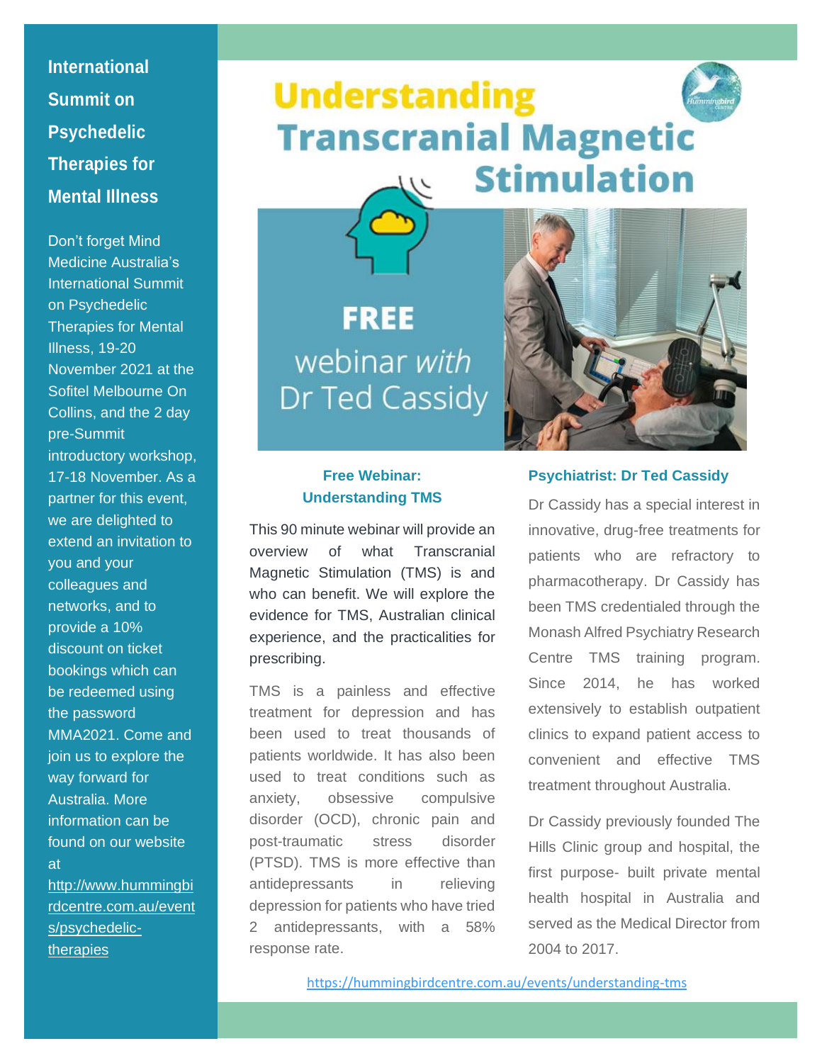## International Summit on Psychedelic Therapies for Mental Illness

Don't forget Mind Medicine Australia's International Summit on Psychedelic Therapies for Mental Illness, 19-20 November 2021 at the Sofitel Melbourne On Collins, and the 2 day pre-Summit introductory workshop, 17-18 November. As a partner for this event, we are delighted to extend an invitation to you and your colleagues and networks, and to provide a 10% discount on ticket bookings which can be redeemed using the password MMA2021. Come and join us to explore the way forward for Australia. More information can be found on our website at [http://www.hummingbirdcentre.com.au/events/psychedelic-therapies](http://www.hummingbirdcentre.com.au/events/psychedelic-therapies)

# Understanding Transcranial Magnetic Stimulation

**FREE** webinar *with* Dr Ted Cassidy

### Free Webinar: Understanding TMS

This 90 minute webinar will provide an overview of what Transcranial Magnetic Stimulation (TMS) is and who can benefit. We will explore the evidence for TMS, Australian clinical experience, and the practicalities for prescribing.

TMS is a painless and effective treatment for depression and has been used to treat thousands of patients worldwide. It has also been used to treat conditions such as anxiety, obsessive compulsive disorder (OCD), chronic pain and post-traumatic stress disorder (PTSD). TMS is more effective than antidepressants in relieving depression for patients who have tried 2 antidepressants, with a 58% response rate.

### Psychiatrist: Dr Ted Cassidy

Dr Cassidy has a special interest in innovative, drug-free treatments for patients who are refractory to pharmacotherapy. Dr Cassidy has been TMS credentialed through the Monash Alfred Psychiatry Research Centre TMS training program. Since 2014, he has worked extensively to establish outpatient clinics to expand patient access to convenient and effective TMS treatment throughout Australia.

Dr Cassidy previously founded The Hills Clinic group and hospital, the first purpose- built private mental health hospital in Australia and served as the Medical Director from 2004 to 2017.

[https://hummingbirdcentre.com.au/events/understanding-tms](https://hummingbirdcentre.com.au/events/understanding-tms)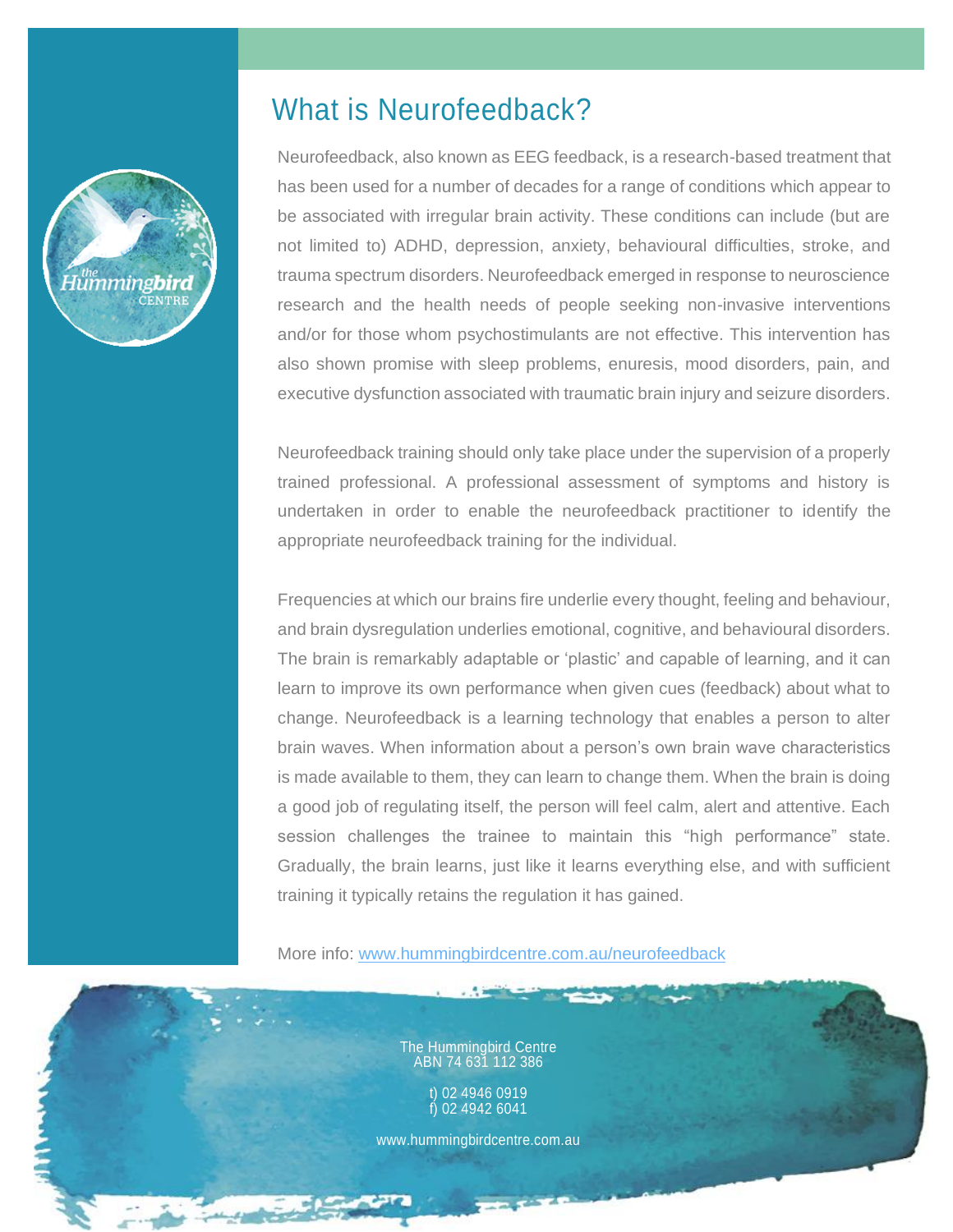# What is Neurofeedback?

Neurofeedback, also known as EEG feedback, is a research-based treatment that has been used for a number of decades for a range of conditions which appear to be associated with irregular brain activity. These conditions can include (but are not limited to) ADHD, depression, anxiety, behavioural difficulties, stroke, and trauma spectrum disorders. Neurofeedback emerged in response to neuroscience research and the health needs of people seeking non-invasive interventions and/or for those whom psychostimulants are not effective. This intervention has also shown promise with sleep problems, enuresis, mood disorders, pain, and executive dysfunction associated with traumatic brain injury and seizure disorders.

Neurofeedback training should only take place under the supervision of a properly trained professional. A professional assessment of symptoms and history is undertaken in order to enable the neurofeedback practitioner to identify the appropriate neurofeedback training for the individual.

Frequencies at which our brains fire underlie every thought, feeling and behaviour, and brain dysregulation underlies emotional, cognitive, and behavioural disorders. The brain is remarkably adaptable or 'plastic' and capable of learning, and it can learn to improve its own performance when given cues (feedback) about what to change. Neurofeedback is a learning technology that enables a person to alter brain waves. When information about a person's own brain wave characteristics is made available to them, they can learn to change them. When the brain is doing a good job of regulating itself, the person will feel calm, alert and attentive. Each session challenges the trainee to maintain this "high performance" state. Gradually, the brain learns, just like it learns everything else, and with sufficient training it typically retains the regulation it has gained.

More info: [www.hummingbirdcentre.com.au/neurofeedback](http://www.hummingbirdcentre.com.au/neurofeedback)

The Hummingbird Centre
ABN 74 631 112 386

t) 02 4946 0919
f) 02 4942 6041

www.hummingbirdcentre.com.au